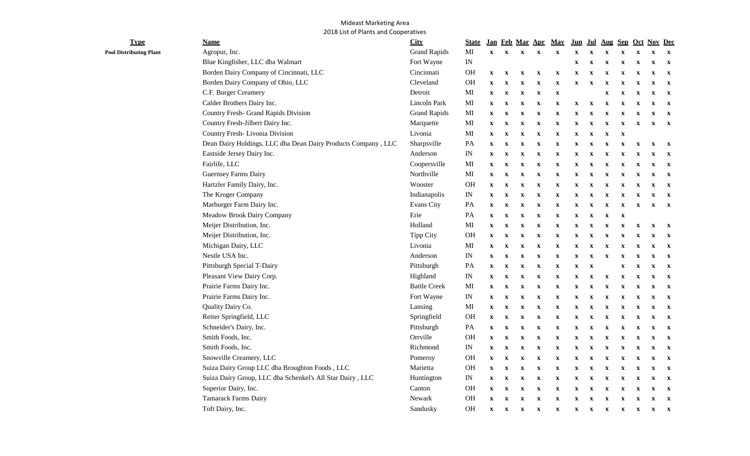Mideast Marketing Area
2018 List of Plants and Cooperatives

| Type | Name | City | State | Jan | Feb | Mar | Apr | May | Jun | Jul | Aug | Sep | Oct | Nov | Dec |
|---|---|---|---|---|---|---|---|---|---|---|---|---|---|---|---|
| Pool Distributing Plant | Agropur, Inc. | Grand Rapids | MI | x | x | x | x | x | x | x | x | x | x | x | x |
| | Blue Kingfisher, LLC dba Walmart | Fort Wayne | IN | | | | | | x | x | x | x | x | x | x |
| | Borden Dairy Company of Cincinnati, LLC | Cincinnati | OH | x | x | x | x | x | x | x | x | x | x | x | x |
| | Borden Dairy Company of Ohio, LLC | Cleveland | OH | x | x | x | x | x | x | x | x | x | x | x | x |
| | C.F. Burger Creamery | Detroit | MI | x | x | x | x | x | | | x | x | x | x | x |
| | Calder Brothers Dairy Inc. | Lincoln Park | MI | x | x | x | x | x | x | x | x | x | x | x | x |
| | Country Fresh- Grand Rapids Division | Grand Rapids | MI | x | x | x | x | x | x | x | x | x | x | x | x |
| | Country Fresh-Jilbert Dairy Inc. | Marquette | MI | x | x | x | x | x | x | x | x | x | x | x | x |
| | Country Fresh- Livonia Division | Livonia | MI | x | x | x | x | x | x | x | x | x | | | |
| | Dean Dairy Holdings, LLC dba Dean Dairy Products Company , LLC | Sharpsville | PA | x | x | x | x | x | x | x | x | x | x | x | x |
| | Eastside Jersey Dairy Inc. | Anderson | IN | x | x | x | x | x | x | x | x | x | x | x | x |
| | Fairlife, LLC | Coopersville | MI | x | x | x | x | x | x | x | x | x | x | x | x |
| | Guernsey Farms Dairy | Northville | MI | x | x | x | x | x | x | x | x | x | x | x | x |
| | Hartzler Family Dairy, Inc. | Wooster | OH | x | x | x | x | x | x | x | x | x | x | x | x |
| | The Kroger Company | Indianapolis | IN | x | x | x | x | x | x | x | x | x | x | x | x |
| | Marburger Farm Dairy Inc. | Evans City | PA | x | x | x | x | x | x | x | x | x | x | x | x |
| | Meadow Brook Dairy Company | Erie | PA | x | x | x | x | x | x | x | x | x | | | |
| | Meijer Distribution, Inc. | Holland | MI | x | x | x | x | x | x | x | x | x | x | x | x |
| | Meijer Distribution, Inc. | Tipp City | OH | x | x | x | x | x | x | x | x | x | x | x | x |
| | Michigan Dairy, LLC | Livonia | MI | x | x | x | x | x | x | x | x | x | x | x | x |
| | Nestle USA Inc. | Anderson | IN | x | x | x | x | x | x | x | x | x | x | x | x |
| | Pittsburgh Special T-Dairy | Pittsburgh | PA | x | x | x | x | x | x | x | | x | x | x | x |
| | Pleasant View Dairy Corp. | Highland | IN | x | x | x | x | x | x | x | x | x | x | x | x |
| | Prairie Farms Dairy Inc. | Battle Creek | MI | x | x | x | x | x | x | x | x | x | x | x | x |
| | Prairie Farms Dairy Inc. | Fort Wayne | IN | x | x | x | x | x | x | x | x | x | x | x | x |
| | Quality Dairy Co. | Lansing | MI | x | x | x | x | x | x | x | x | x | x | x | x |
| | Reiter Springfield, LLC | Springfield | OH | x | x | x | x | x | x | x | x | x | x | x | x |
| | Schneider's Dairy, Inc. | Pittsburgh | PA | x | x | x | x | x | x | x | x | x | x | x | x |
| | Smith Foods, Inc. | Orrville | OH | x | x | x | x | x | x | x | x | x | x | x | x |
| | Smith Foods, Inc. | Richmond | IN | x | x | x | x | x | x | x | x | x | x | x | x |
| | Snowville Creamery, LLC | Pomeroy | OH | x | x | x | x | x | x | x | x | x | x | x | x |
| | Suiza Dairy Group LLC dba Broughton Foods , LLC | Marietta | OH | x | x | x | x | x | x | x | x | x | x | x | x |
| | Suiza Dairy Group, LLC dba Schenkel's All Star Dairy , LLC | Huntington | IN | x | x | x | x | x | x | x | x | x | x | x | x |
| | Superior Dairy, Inc. | Canton | OH | x | x | x | x | x | x | x | x | x | x | x | x |
| | Tamarack Farms Dairy | Newark | OH | x | x | x | x | x | x | x | x | x | x | x | x |
| | Toft Dairy, Inc. | Sandusky | OH | x | x | x | x | x | x | x | x | x | x | x | x |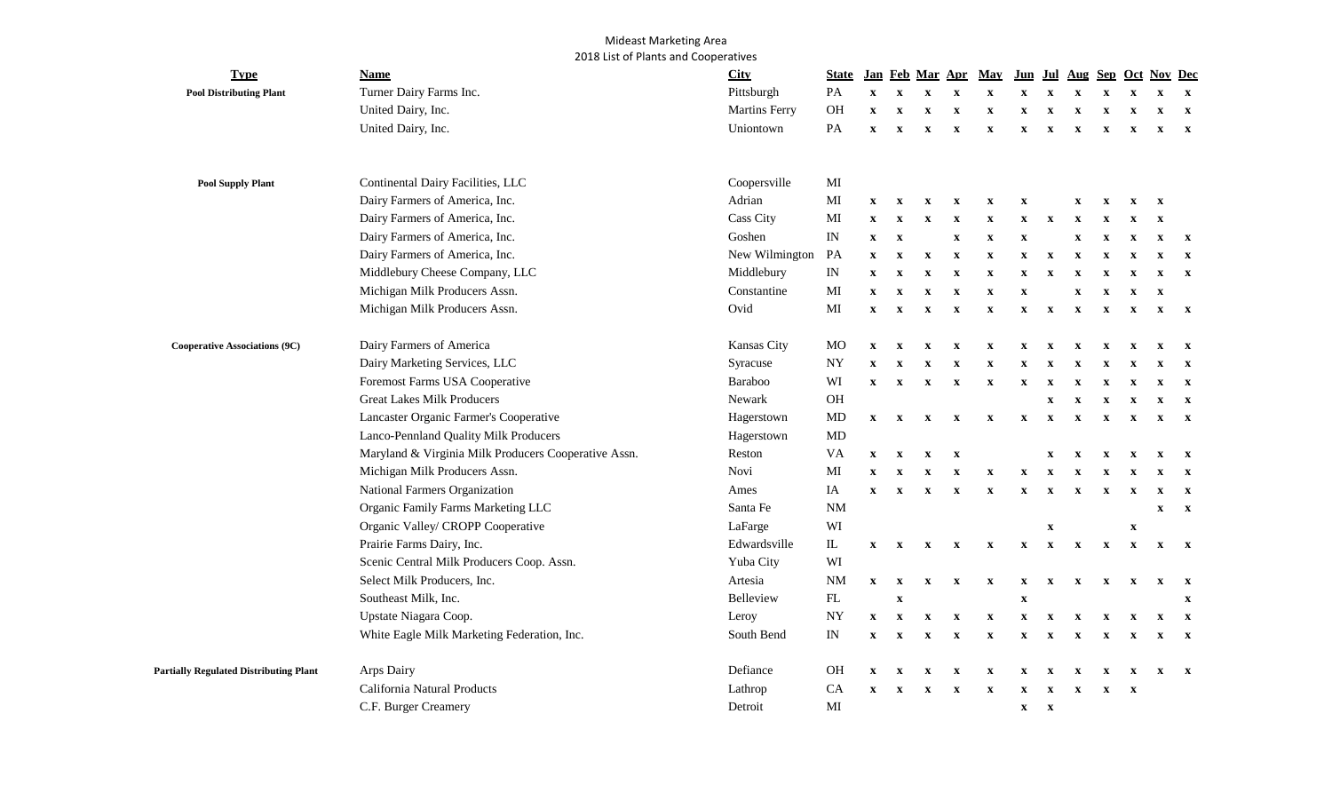Mideast Marketing Area
2018 List of Plants and Cooperatives

| Type | Name | City | State | Jan | Feb | Mar | Apr | May | Jun | Jul | Aug | Sep | Oct | Nov | Dec |
|---|---|---|---|---|---|---|---|---|---|---|---|---|---|---|---|
| **Pool Distributing Plant** | Turner Dairy Farms Inc. | Pittsburgh | PA | x | x | x | x | x | x | x | x | x | x | x | x |
| | United Dairy, Inc. | Martins Ferry | OH | x | x | x | x | x | x | x | x | x | x | x | x |
| | United Dairy, Inc. | Uniontown | PA | x | x | x | x | x | x | x | x | x | x | x | x |
| **Pool Supply Plant** | Continental Dairy Facilities, LLC | Coopersville | MI | | | | | | | | | | | | |
| | Dairy Farmers of America, Inc. | Adrian | MI | x | x | x | x | x | x | | x | x | x | x | |
| | Dairy Farmers of America, Inc. | Cass City | MI | x | x | x | x | x | x | x | x | x | x | x | |
| | Dairy Farmers of America, Inc. | Goshen | IN | x | x | | x | x | x | | x | x | x | x | x |
| | Dairy Farmers of America, Inc. | New Wilmington | PA | x | x | x | x | x | x | x | x | x | x | x | x |
| | Middlebury Cheese Company, LLC | Middlebury | IN | x | x | x | x | x | x | x | x | x | x | x | x |
| | Michigan Milk Producers Assn. | Constantine | MI | x | x | x | x | x | x | | x | x | x | x | |
| | Michigan Milk Producers Assn. | Ovid | MI | x | x | x | x | x | x | x | x | x | x | x | x |
| **Cooperative Associations (9C)** | Dairy Farmers of America | Kansas City | MO | x | x | x | x | x | x | x | x | x | x | x | x |
| | Dairy Marketing Services, LLC | Syracuse | NY | x | x | x | x | x | x | x | x | x | x | x | x |
| | Foremost Farms USA Cooperative | Baraboo | WI | x | x | x | x | x | x | x | x | x | x | x | x |
| | Great Lakes Milk Producers | Newark | OH | | | | | | | x | x | x | x | x | x |
| | Lancaster Organic Farmer's Cooperative | Hagerstown | MD | x | x | x | x | x | x | x | x | x | x | x | x |
| | Lanco-Pennland Quality Milk Producers | Hagerstown | MD | | | | | | | | | | | | |
| | Maryland & Virginia Milk Producers Cooperative Assn. | Reston | VA | x | x | x | x | | | x | x | x | x | x | x |
| | Michigan Milk Producers Assn. | Novi | MI | x | x | x | x | x | x | x | x | x | x | x | x |
| | National Farmers Organization | Ames | IA | x | x | x | x | x | x | x | x | x | x | x | x |
| | Organic Family Farms Marketing LLC | Santa Fe | NM | | | | | | | | | | | x | x |
| | Organic Valley/ CROPP Cooperative | LaFarge | WI | | | | | | | x | | | x | | |
| | Prairie Farms Dairy, Inc. | Edwardsville | IL | x | x | x | x | x | x | x | x | x | x | x | x |
| | Scenic Central Milk Producers Coop. Assn. | Yuba City | WI | | | | | | | | | | | | |
| | Select Milk Producers, Inc. | Artesia | NM | x | x | x | x | x | x | x | x | x | x | x | x |
| | Southeast Milk, Inc. | Belleview | FL | | x | | | | x | | | | | | x |
| | Upstate Niagara Coop. | Leroy | NY | x | x | x | x | x | x | x | x | x | x | x | x |
| | White Eagle Milk Marketing Federation, Inc. | South Bend | IN | x | x | x | x | x | x | x | x | x | x | x | x |
| **Partially Regulated Distributing Plant** | Arps Dairy | Defiance | OH | x | x | x | x | x | x | x | x | x | x | x | x |
| | California Natural Products | Lathrop | CA | x | x | x | x | x | x | x | x | x | x | | |
| | C.F. Burger Creamery | Detroit | MI | | | | | | x | x | | | | | |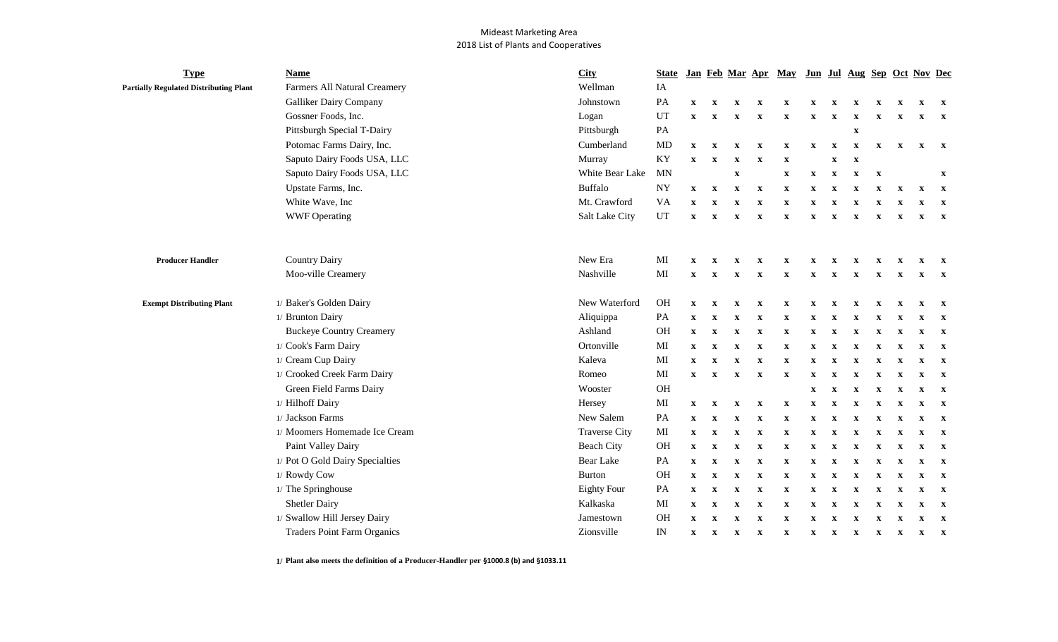## Mideast Marketing Area
## 2018 List of Plants and Cooperatives

| Type | Name | City | State | Jan | Feb | Mar | Apr | May | Jun | Jul | Aug | Sep | Oct | Nov | Dec |
|---|---|---|---|---|---|---|---|---|---|---|---|---|---|---|---|
| **Partially Regulated Distributing Plant** | Farmers All Natural Creamery | Wellman | IA | | | | | | | | | | | | |
| | Galliker Dairy Company | Johnstown | PA | x | x | x | x | x | x | x | x | x | x | x | x |
| | Gossner Foods, Inc. | Logan | UT | x | x | x | x | x | x | x | x | x | x | x | x |
| | Pittsburgh Special T-Dairy | Pittsburgh | PA | | | | | | | | x | | | | |
| | Potomac Farms Dairy, Inc. | Cumberland | MD | x | x | x | x | x | x | x | x | x | x | x | x |
| | Saputo Dairy Foods USA, LLC | Murray | KY | x | x | x | x | x | | x | x | | | | |
| | Saputo Dairy Foods USA, LLC | White Bear Lake | MN | | | x | | x | x | x | x | x | | | x |
| | Upstate Farms, Inc. | Buffalo | NY | x | x | x | x | x | x | x | x | x | x | x | x |
| | White Wave, Inc | Mt. Crawford | VA | x | x | x | x | x | x | x | x | x | x | x | x |
| | WWF Operating | Salt Lake City | UT | x | x | x | x | x | x | x | x | x | x | x | x |
| **Producer Handler** | Country Dairy | New Era | MI | x | x | x | x | x | x | x | x | x | x | x | x |
| | Moo-ville Creamery | Nashville | MI | x | x | x | x | x | x | x | x | x | x | x | x |
| **Exempt Distributing Plant** | 1/ Baker's Golden Dairy | New Waterford | OH | x | x | x | x | x | x | x | x | x | x | x | x |
| | 1/ Brunton Dairy | Aliquippa | PA | x | x | x | x | x | x | x | x | x | x | x | x |
| | Buckeye Country Creamery | Ashland | OH | x | x | x | x | x | x | x | x | x | x | x | x |
| | 1/ Cook's Farm Dairy | Ortonville | MI | x | x | x | x | x | x | x | x | x | x | x | x |
| | 1/ Cream Cup Dairy | Kaleva | MI | x | x | x | x | x | x | x | x | x | x | x | x |
| | 1/ Crooked Creek Farm Dairy | Romeo | MI | x | x | x | x | x | x | x | x | x | x | x | x |
| | Green Field Farms Dairy | Wooster | OH | | | | | | x | x | x | x | x | x | x |
| | 1/ Hilhoff Dairy | Hersey | MI | x | x | x | x | x | x | x | x | x | x | x | x |
| | 1/ Jackson Farms | New Salem | PA | x | x | x | x | x | x | x | x | x | x | x | x |
| | 1/ Moomers Homemade Ice Cream | Traverse City | MI | x | x | x | x | x | x | x | x | x | x | x | x |
| | Paint Valley Dairy | Beach City | OH | x | x | x | x | x | x | x | x | x | x | x | x |
| | 1/ Pot O Gold Dairy Specialties | Bear Lake | PA | x | x | x | x | x | x | x | x | x | x | x | x |
| | 1/ Rowdy Cow | Burton | OH | x | x | x | x | x | x | x | x | x | x | x | x |
| | 1/ The Springhouse | Eighty Four | PA | x | x | x | x | x | x | x | x | x | x | x | x |
| | Shetler Dairy | Kalkaska | MI | x | x | x | x | x | x | x | x | x | x | x | x |
| | 1/ Swallow Hill Jersey Dairy | Jamestown | OH | x | x | x | x | x | x | x | x | x | x | x | x |
| | Traders Point Farm Organics | Zionsville | IN | x | x | x | x | x | x | x | x | x | x | x | x |

**1/ Plant also meets the definition of a Producer-Handler per §1000.8 (b) and §1033.11**